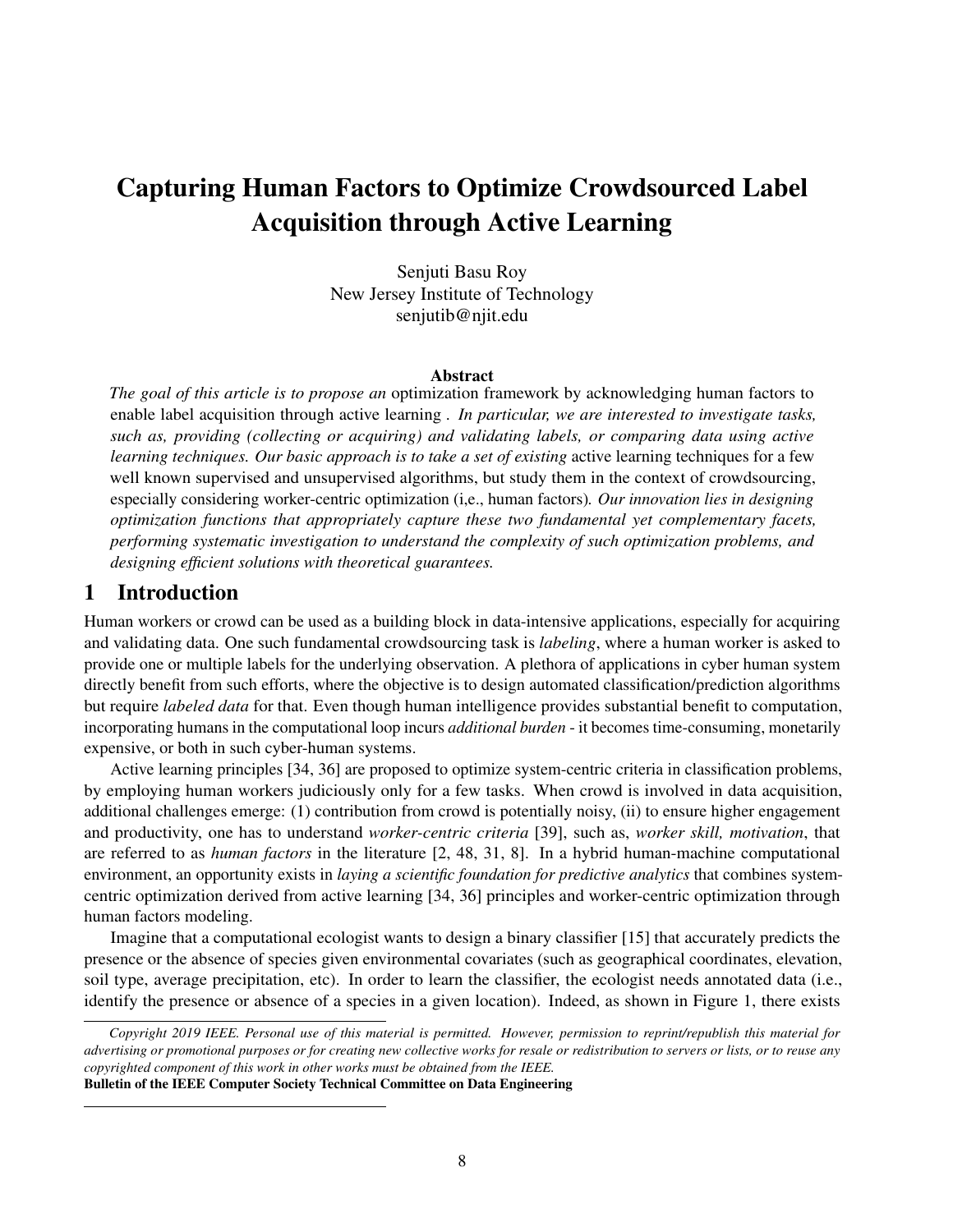# Capturing Human Factors to Optimize Crowdsourced Label Acquisition through Active Learning

Senjuti Basu Roy
New Jersey Institute of Technology
senjutib@njit.edu

## Abstract

*The goal of this article is to propose an* optimization framework by acknowledging human factors to enable label acquisition through active learning . *In particular, we are interested to investigate tasks, such as, providing (collecting or acquiring) and validating labels, or comparing data using active learning techniques. Our basic approach is to take a set of existing* active learning techniques for a few well known supervised and unsupervised algorithms, but study them in the context of crowdsourcing, especially considering worker-centric optimization (i,e., human factors). *Our innovation lies in designing optimization functions that appropriately capture these two fundamental yet complementary facets, performing systematic investigation to understand the complexity of such optimization problems, and designing efficient solutions with theoretical guarantees.*

## 1 Introduction

Human workers or crowd can be used as a building block in data-intensive applications, especially for acquiring and validating data. One such fundamental crowdsourcing task is *labeling*, where a human worker is asked to provide one or multiple labels for the underlying observation. A plethora of applications in cyber human system directly benefit from such efforts, where the objective is to design automated classification/prediction algorithms but require *labeled data* for that. Even though human intelligence provides substantial benefit to computation, incorporating humans in the computational loop incurs *additional burden* - it becomes time-consuming, monetarily expensive, or both in such cyber-human systems.

Active learning principles [34, 36] are proposed to optimize system-centric criteria in classification problems, by employing human workers judiciously only for a few tasks. When crowd is involved in data acquisition, additional challenges emerge: (1) contribution from crowd is potentially noisy, (ii) to ensure higher engagement and productivity, one has to understand *worker-centric criteria* [39], such as, *worker skill, motivation*, that are referred to as *human factors* in the literature [2, 48, 31, 8]. In a hybrid human-machine computational environment, an opportunity exists in *laying a scientific foundation for predictive analytics* that combines system-centric optimization derived from active learning [34, 36] principles and worker-centric optimization through human factors modeling.

Imagine that a computational ecologist wants to design a binary classifier [15] that accurately predicts the presence or the absence of species given environmental covariates (such as geographical coordinates, elevation, soil type, average precipitation, etc). In order to learn the classifier, the ecologist needs annotated data (i.e., identify the presence or absence of a species in a given location). Indeed, as shown in Figure 1, there exists

*Copyright 2019 IEEE. Personal use of this material is permitted. However, permission to reprint/republish this material for advertising or promotional purposes or for creating new collective works for resale or redistribution to servers or lists, or to reuse any copyrighted component of this work in other works must be obtained from the IEEE.*
**Bulletin of the IEEE Computer Society Technical Committee on Data Engineering**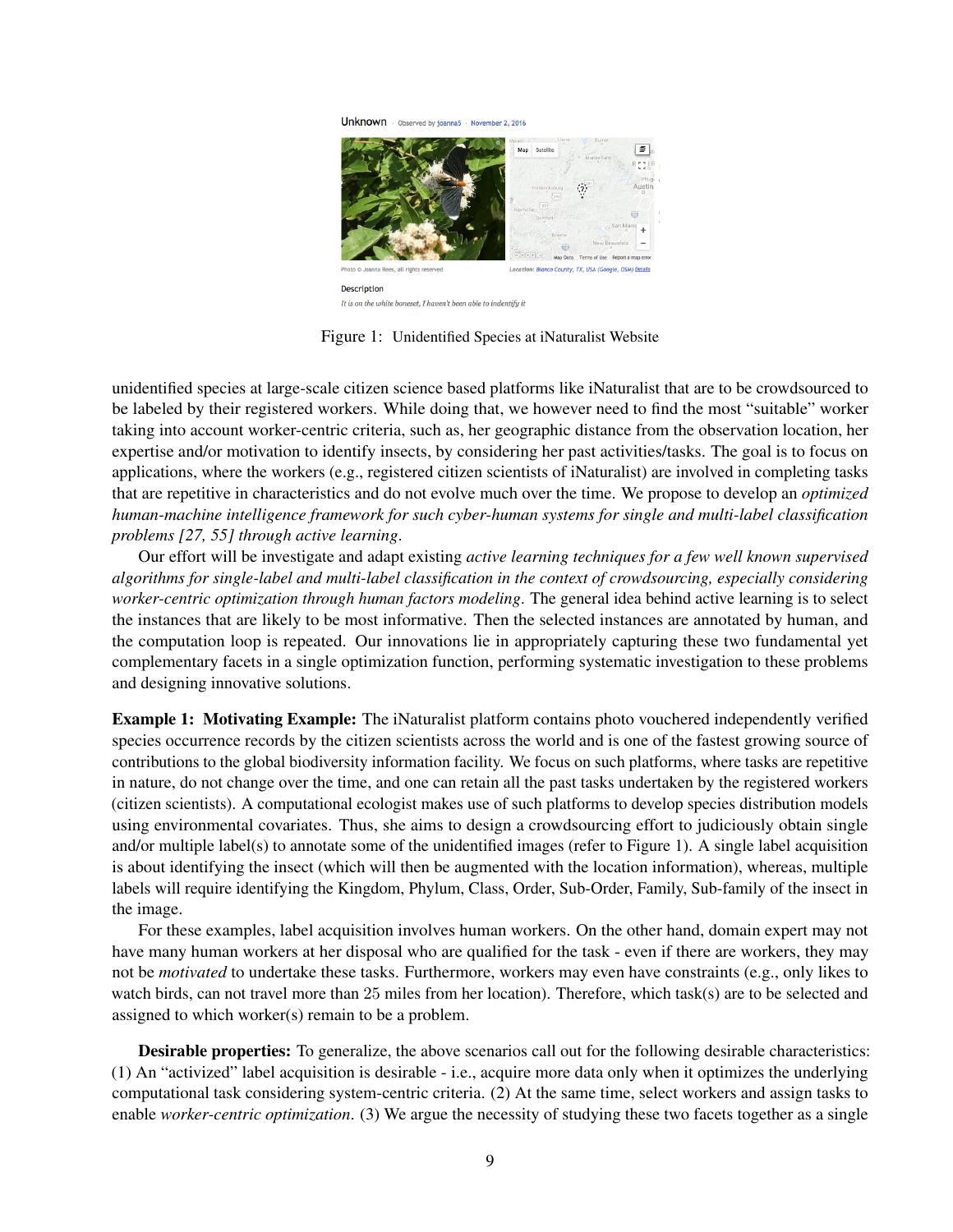Figure 1: Unidentified Species at iNaturalist Website

unidentified species at large-scale citizen science based platforms like iNaturalist that are to be crowdsourced to be labeled by their registered workers. While doing that, we however need to find the most "suitable" worker taking into account worker-centric criteria, such as, her geographic distance from the observation location, her expertise and/or motivation to identify insects, by considering her past activities/tasks. The goal is to focus on applications, where the workers (e.g., registered citizen scientists of iNaturalist) are involved in completing tasks that are repetitive in characteristics and do not evolve much over the time. We propose to develop an *optimized human-machine intelligence framework for such cyber-human systems for single and multi-label classification problems [27, 55] through active learning*.

Our effort will be investigate and adapt existing *active learning techniques for a few well known supervised algorithms for single-label and multi-label classification in the context of crowdsourcing, especially considering worker-centric optimization through human factors modeling*. The general idea behind active learning is to select the instances that are likely to be most informative. Then the selected instances are annotated by human, and the computation loop is repeated. Our innovations lie in appropriately capturing these two fundamental yet complementary facets in a single optimization function, performing systematic investigation to these problems and designing innovative solutions.

**Example 1: Motivating Example:** The iNaturalist platform contains photo vouchered independently verified species occurrence records by the citizen scientists across the world and is one of the fastest growing source of contributions to the global biodiversity information facility. We focus on such platforms, where tasks are repetitive in nature, do not change over the time, and one can retain all the past tasks undertaken by the registered workers (citizen scientists). A computational ecologist makes use of such platforms to develop species distribution models using environmental covariates. Thus, she aims to design a crowdsourcing effort to judiciously obtain single and/or multiple label(s) to annotate some of the unidentified images (refer to Figure 1). A single label acquisition is about identifying the insect (which will then be augmented with the location information), whereas, multiple labels will require identifying the Kingdom, Phylum, Class, Order, Sub-Order, Family, Sub-family of the insect in the image.

For these examples, label acquisition involves human workers. On the other hand, domain expert may not have many human workers at her disposal who are qualified for the task - even if there are workers, they may not be *motivated* to undertake these tasks. Furthermore, workers may even have constraints (e.g., only likes to watch birds, can not travel more than 25 miles from her location). Therefore, which task(s) are to be selected and assigned to which worker(s) remain to be a problem.

**Desirable properties:** To generalize, the above scenarios call out for the following desirable characteristics: (1) An "activized" label acquisition is desirable - i.e., acquire more data only when it optimizes the underlying computational task considering system-centric criteria. (2) At the same time, select workers and assign tasks to enable *worker-centric optimization*. (3) We argue the necessity of studying these two facets together as a single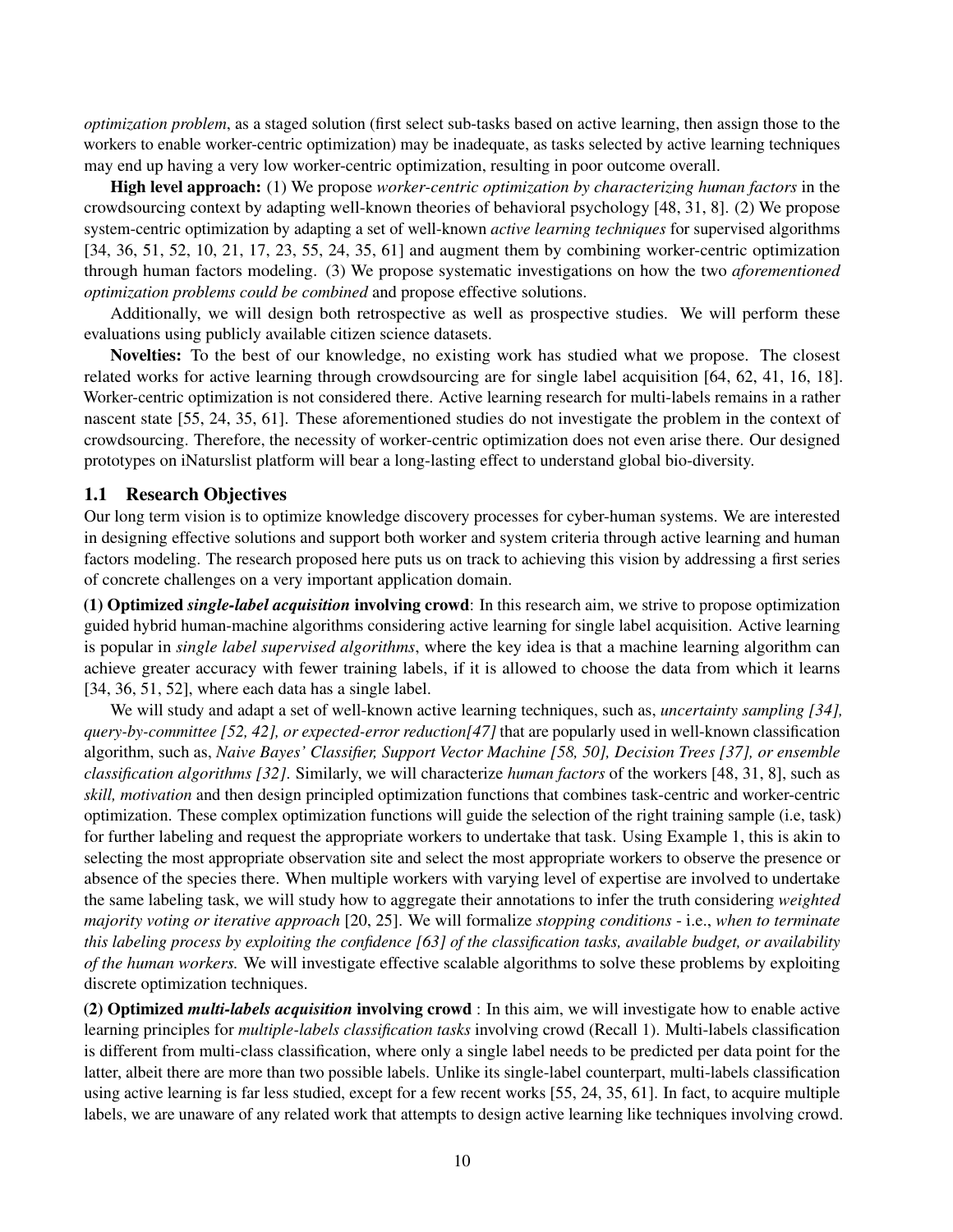*optimization problem*, as a staged solution (first select sub-tasks based on active learning, then assign those to the workers to enable worker-centric optimization) may be inadequate, as tasks selected by active learning techniques may end up having a very low worker-centric optimization, resulting in poor outcome overall.

**High level approach:** (1) We propose *worker-centric optimization by characterizing human factors* in the crowdsourcing context by adapting well-known theories of behavioral psychology [48, 31, 8]. (2) We propose system-centric optimization by adapting a set of well-known *active learning techniques* for supervised algorithms [34, 36, 51, 52, 10, 21, 17, 23, 55, 24, 35, 61] and augment them by combining worker-centric optimization through human factors modeling. (3) We propose systematic investigations on how the two *aforementioned optimization problems could be combined* and propose effective solutions.

Additionally, we will design both retrospective as well as prospective studies. We will perform these evaluations using publicly available citizen science datasets.

**Novelties:** To the best of our knowledge, no existing work has studied what we propose. The closest related works for active learning through crowdsourcing are for single label acquisition [64, 62, 41, 16, 18]. Worker-centric optimization is not considered there. Active learning research for multi-labels remains in a rather nascent state [55, 24, 35, 61]. These aforementioned studies do not investigate the problem in the context of crowdsourcing. Therefore, the necessity of worker-centric optimization does not even arise there. Our designed prototypes on iNaturslist platform will bear a long-lasting effect to understand global bio-diversity.

## 1.1 Research Objectives

Our long term vision is to optimize knowledge discovery processes for cyber-human systems. We are interested in designing effective solutions and support both worker and system criteria through active learning and human factors modeling. The research proposed here puts us on track to achieving this vision by addressing a first series of concrete challenges on a very important application domain.

**(1) Optimized *single-label acquisition* involving crowd**: In this research aim, we strive to propose optimization guided hybrid human-machine algorithms considering active learning for single label acquisition. Active learning is popular in *single label supervised algorithms*, where the key idea is that a machine learning algorithm can achieve greater accuracy with fewer training labels, if it is allowed to choose the data from which it learns [34, 36, 51, 52], where each data has a single label.

We will study and adapt a set of well-known active learning techniques, such as, *uncertainty sampling [34], query-by-committee [52, 42], or expected-error reduction[47]* that are popularly used in well-known classification algorithm, such as, *Naive Bayes' Classifier, Support Vector Machine [58, 50], Decision Trees [37], or ensemble classification algorithms [32].* Similarly, we will characterize *human factors* of the workers [48, 31, 8], such as *skill, motivation* and then design principled optimization functions that combines task-centric and worker-centric optimization. These complex optimization functions will guide the selection of the right training sample (i.e, task) for further labeling and request the appropriate workers to undertake that task. Using Example 1, this is akin to selecting the most appropriate observation site and select the most appropriate workers to observe the presence or absence of the species there. When multiple workers with varying level of expertise are involved to undertake the same labeling task, we will study how to aggregate their annotations to infer the truth considering *weighted majority voting or iterative approach* [20, 25]. We will formalize *stopping conditions* - i.e., *when to terminate this labeling process by exploiting the confidence [63] of the classification tasks, available budget, or availability of the human workers.* We will investigate effective scalable algorithms to solve these problems by exploiting discrete optimization techniques.

**(2) Optimized *multi-labels acquisition* involving crowd** : In this aim, we will investigate how to enable active learning principles for *multiple-labels classification tasks* involving crowd (Recall 1). Multi-labels classification is different from multi-class classification, where only a single label needs to be predicted per data point for the latter, albeit there are more than two possible labels. Unlike its single-label counterpart, multi-labels classification using active learning is far less studied, except for a few recent works [55, 24, 35, 61]. In fact, to acquire multiple labels, we are unaware of any related work that attempts to design active learning like techniques involving crowd.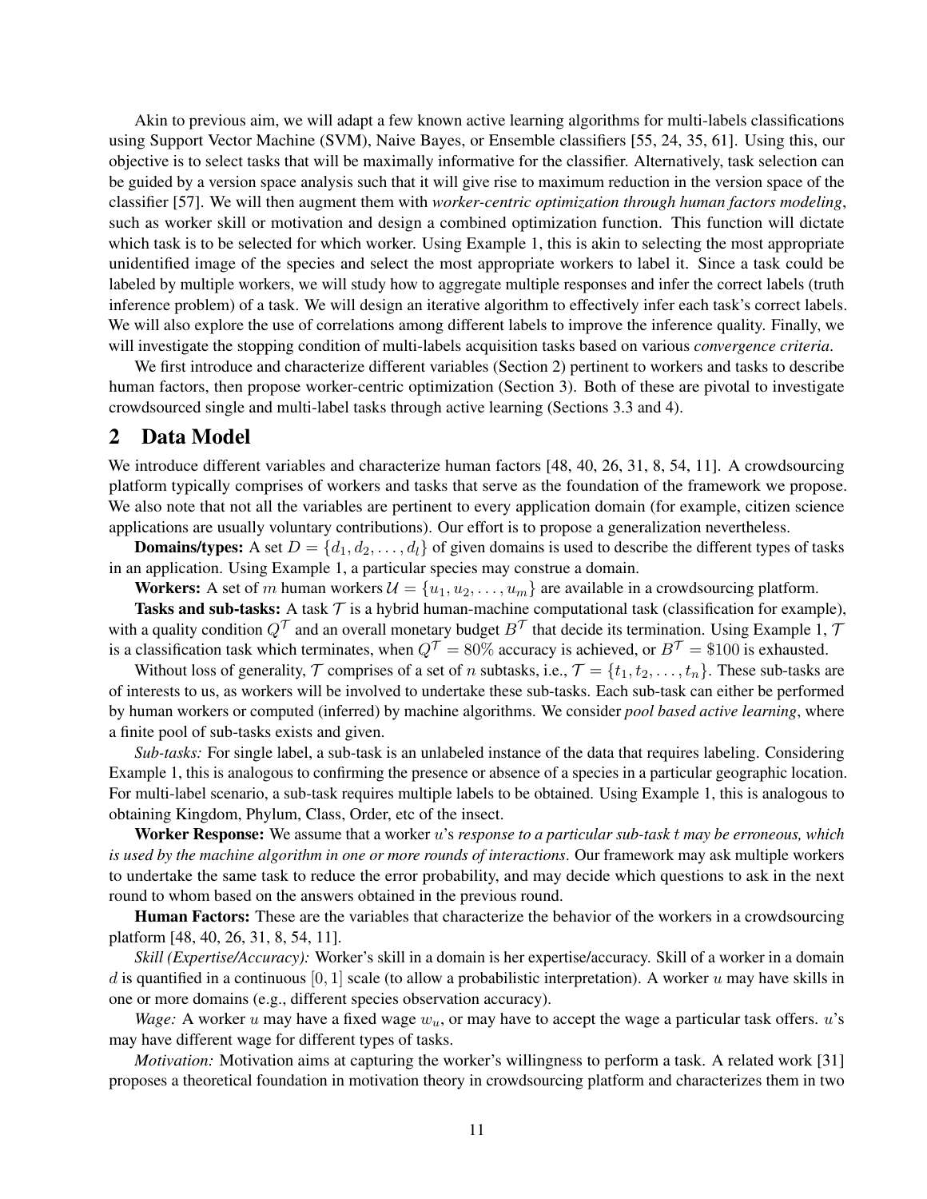Akin to previous aim, we will adapt a few known active learning algorithms for multi-labels classifications using Support Vector Machine (SVM), Naive Bayes, or Ensemble classifiers [55, 24, 35, 61]. Using this, our objective is to select tasks that will be maximally informative for the classifier. Alternatively, task selection can be guided by a version space analysis such that it will give rise to maximum reduction in the version space of the classifier [57]. We will then augment them with *worker-centric optimization through human factors modeling*, such as worker skill or motivation and design a combined optimization function. This function will dictate which task is to be selected for which worker. Using Example 1, this is akin to selecting the most appropriate unidentified image of the species and select the most appropriate workers to label it. Since a task could be labeled by multiple workers, we will study how to aggregate multiple responses and infer the correct labels (truth inference problem) of a task. We will design an iterative algorithm to effectively infer each task's correct labels. We will also explore the use of correlations among different labels to improve the inference quality. Finally, we will investigate the stopping condition of multi-labels acquisition tasks based on various *convergence criteria*.

We first introduce and characterize different variables (Section 2) pertinent to workers and tasks to describe human factors, then propose worker-centric optimization (Section 3). Both of these are pivotal to investigate crowdsourced single and multi-label tasks through active learning (Sections 3.3 and 4).

## 2 Data Model

We introduce different variables and characterize human factors [48, 40, 26, 31, 8, 54, 11]. A crowdsourcing platform typically comprises of workers and tasks that serve as the foundation of the framework we propose. We also note that not all the variables are pertinent to every application domain (for example, citizen science applications are usually voluntary contributions). Our effort is to propose a generalization nevertheless.

**Domains/types:** A set $D = \{d_1, d_2, \ldots, d_l\}$ of given domains is used to describe the different types of tasks in an application. Using Example 1, a particular species may construe a domain.

**Workers:** A set of $m$ human workers $\mathcal{U} = \{u_1, u_2, \ldots, u_m\}$ are available in a crowdsourcing platform.

**Tasks and sub-tasks:** A task $\mathcal{T}$ is a hybrid human-machine computational task (classification for example), with a quality condition $Q^{\mathcal{T}}$ and an overall monetary budget $B^{\mathcal{T}}$ that decide its termination. Using Example 1, $\mathcal{T}$ is a classification task which terminates, when $Q^{\mathcal{T}} = 80\%$ accuracy is achieved, or $B^{\mathcal{T}} = \$100$ is exhausted.

Without loss of generality, $\mathcal{T}$ comprises of a set of $n$ subtasks, i.e., $\mathcal{T} = \{t_1, t_2, \ldots, t_n\}$. These sub-tasks are of interests to us, as workers will be involved to undertake these sub-tasks. Each sub-task can either be performed by human workers or computed (inferred) by machine algorithms. We consider *pool based active learning*, where a finite pool of sub-tasks exists and given.

*Sub-tasks:* For single label, a sub-task is an unlabeled instance of the data that requires labeling. Considering Example 1, this is analogous to confirming the presence or absence of a species in a particular geographic location. For multi-label scenario, a sub-task requires multiple labels to be obtained. Using Example 1, this is analogous to obtaining Kingdom, Phylum, Class, Order, etc of the insect.

**Worker Response:** We assume that a worker $u$'s *response to a particular sub-task $t$ may be erroneous, which is used by the machine algorithm in one or more rounds of interactions*. Our framework may ask multiple workers to undertake the same task to reduce the error probability, and may decide which questions to ask in the next round to whom based on the answers obtained in the previous round.

**Human Factors:** These are the variables that characterize the behavior of the workers in a crowdsourcing platform [48, 40, 26, 31, 8, 54, 11].

*Skill (Expertise/Accuracy):* Worker's skill in a domain is her expertise/accuracy. Skill of a worker in a domain $d$ is quantified in a continuous $[0, 1]$ scale (to allow a probabilistic interpretation). A worker $u$ may have skills in one or more domains (e.g., different species observation accuracy).

*Wage:* A worker $u$ may have a fixed wage $w_u$, or may have to accept the wage a particular task offers. $u$'s may have different wage for different types of tasks.

*Motivation:* Motivation aims at capturing the worker's willingness to perform a task. A related work [31] proposes a theoretical foundation in motivation theory in crowdsourcing platform and characterizes them in two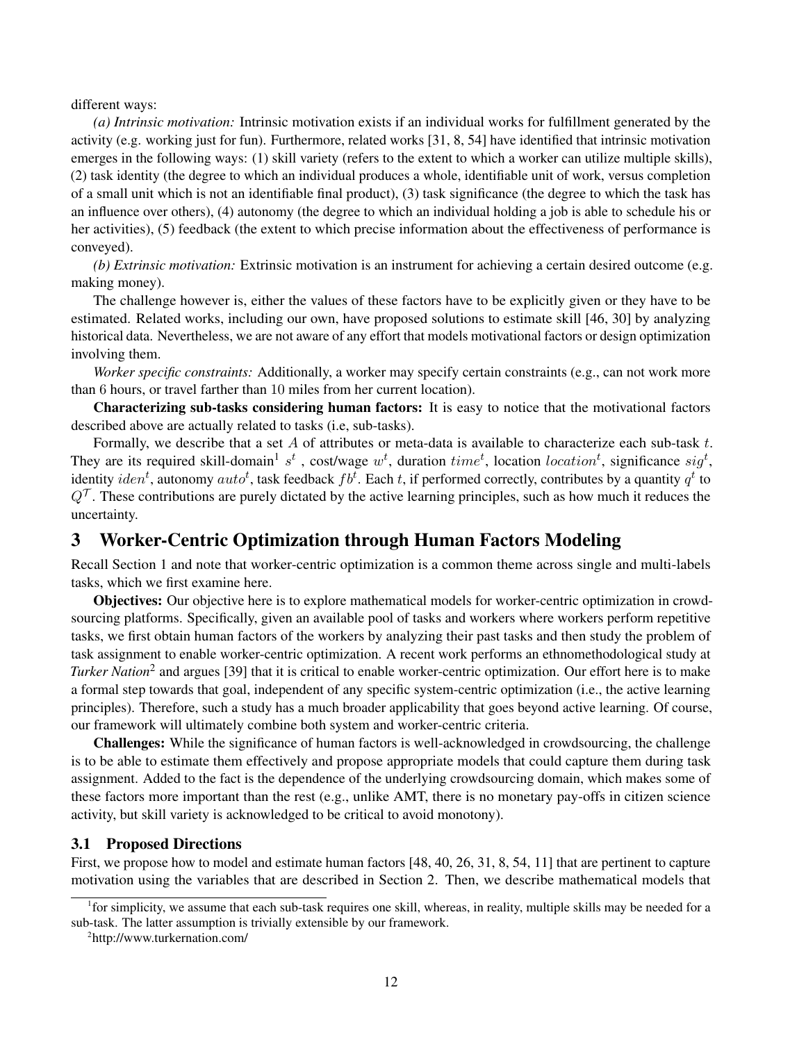different ways:

*(a) Intrinsic motivation:* Intrinsic motivation exists if an individual works for fulfillment generated by the activity (e.g. working just for fun). Furthermore, related works [31, 8, 54] have identified that intrinsic motivation emerges in the following ways: (1) skill variety (refers to the extent to which a worker can utilize multiple skills), (2) task identity (the degree to which an individual produces a whole, identifiable unit of work, versus completion of a small unit which is not an identifiable final product), (3) task significance (the degree to which the task has an influence over others), (4) autonomy (the degree to which an individual holding a job is able to schedule his or her activities), (5) feedback (the extent to which precise information about the effectiveness of performance is conveyed).

*(b) Extrinsic motivation:* Extrinsic motivation is an instrument for achieving a certain desired outcome (e.g. making money).

The challenge however is, either the values of these factors have to be explicitly given or they have to be estimated. Related works, including our own, have proposed solutions to estimate skill [46, 30] by analyzing historical data. Nevertheless, we are not aware of any effort that models motivational factors or design optimization involving them.

*Worker specific constraints:* Additionally, a worker may specify certain constraints (e.g., can not work more than 6 hours, or travel farther than 10 miles from her current location).

**Characterizing sub-tasks considering human factors:** It is easy to notice that the motivational factors described above are actually related to tasks (i.e, sub-tasks).

Formally, we describe that a set $A$ of attributes or meta-data is available to characterize each sub-task $t$. They are its required skill-domain[1] $s^t$ , cost/wage $w^t$, duration $time^t$, location $location^t$, significance $sig^t$, identity $iden^t$, autonomy $auto^t$, task feedback $fb^t$. Each $t$, if performed correctly, contributes by a quantity $q^t$ to $Q^{\mathcal{T}}$. These contributions are purely dictated by the active learning principles, such as how much it reduces the uncertainty.

# 3 Worker-Centric Optimization through Human Factors Modeling

Recall Section 1 and note that worker-centric optimization is a common theme across single and multi-labels tasks, which we first examine here.

**Objectives:** Our objective here is to explore mathematical models for worker-centric optimization in crowdsourcing platforms. Specifically, given an available pool of tasks and workers where workers perform repetitive tasks, we first obtain human factors of the workers by analyzing their past tasks and then study the problem of task assignment to enable worker-centric optimization. A recent work performs an ethnomethodological study at *Turker Nation*[2] and argues [39] that it is critical to enable worker-centric optimization. Our effort here is to make a formal step towards that goal, independent of any specific system-centric optimization (i.e., the active learning principles). Therefore, such a study has a much broader applicability that goes beyond active learning. Of course, our framework will ultimately combine both system and worker-centric criteria.

**Challenges:** While the significance of human factors is well-acknowledged in crowdsourcing, the challenge is to be able to estimate them effectively and propose appropriate models that could capture them during task assignment. Added to the fact is the dependence of the underlying crowdsourcing domain, which makes some of these factors more important than the rest (e.g., unlike AMT, there is no monetary pay-offs in citizen science activity, but skill variety is acknowledged to be critical to avoid monotony).

## 3.1 Proposed Directions

First, we propose how to model and estimate human factors [48, 40, 26, 31, 8, 54, 11] that are pertinent to capture motivation using the variables that are described in Section 2. Then, we describe mathematical models that

[1] for simplicity, we assume that each sub-task requires one skill, whereas, in reality, multiple skills may be needed for a sub-task. The latter assumption is trivially extensible by our framework.

[2] http://www.turkernation.com/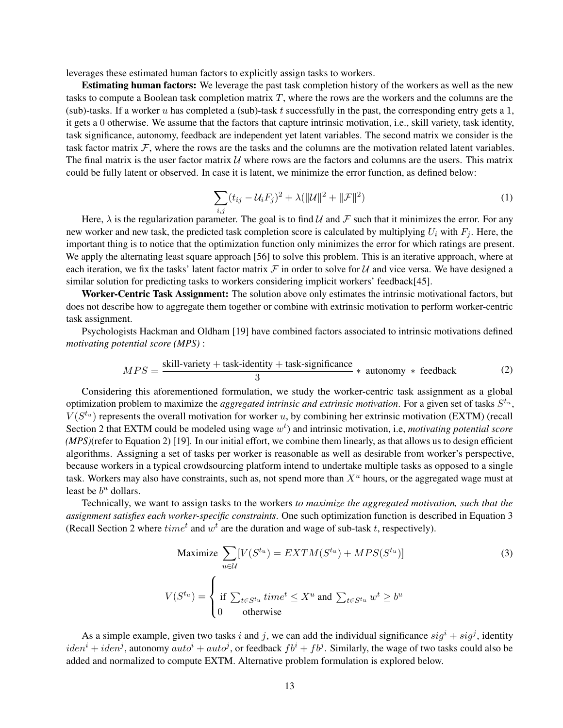leverages these estimated human factors to explicitly assign tasks to workers.

**Estimating human factors:** We leverage the past task completion history of the workers as well as the new tasks to compute a Boolean task completion matrix $T$, where the rows are the workers and the columns are the (sub)-tasks. If a worker $u$ has completed a (sub)-task $t$ successfully in the past, the corresponding entry gets a 1, it gets a 0 otherwise. We assume that the factors that capture intrinsic motivation, i.e., skill variety, task identity, task significance, autonomy, feedback are independent yet latent variables. The second matrix we consider is the task factor matrix $\mathcal{F}$, where the rows are the tasks and the columns are the motivation related latent variables. The final matrix is the user factor matrix $\mathcal{U}$ where rows are the factors and columns are the users. This matrix could be fully latent or observed. In case it is latent, we minimize the error function, as defined below:

$$\sum_{i,j}(t_{ij} - \mathcal{U}_i F_j)^2 + \lambda(\|\mathcal{U}\|^2 + \|\mathcal{F}\|^2) \tag{1}$$

Here, $\lambda$ is the regularization parameter. The goal is to find $\mathcal{U}$ and $\mathcal{F}$ such that it minimizes the error. For any new worker and new task, the predicted task completion score is calculated by multiplying $U_i$ with $F_j$. Here, the important thing is to notice that the optimization function only minimizes the error for which ratings are present. We apply the alternating least square approach [56] to solve this problem. This is an iterative approach, where at each iteration, we fix the tasks' latent factor matrix $\mathcal{F}$ in order to solve for $\mathcal{U}$ and vice versa. We have designed a similar solution for predicting tasks to workers considering implicit workers' feedback[45].

**Worker-Centric Task Assignment:** The solution above only estimates the intrinsic motivational factors, but does not describe how to aggregate them together or combine with extrinsic motivation to perform worker-centric task assignment.

Psychologists Hackman and Oldham [19] have combined factors associated to intrinsic motivations defined *motivating potential score (MPS)* :

$$MPS = \frac{\text{skill-variety} + \text{task-identity} + \text{task-significance}}{3} * \text{ autonomy } * \text{ feedback} \tag{2}$$

Considering this aforementioned formulation, we study the worker-centric task assignment as a global optimization problem to maximize the *aggregated intrinsic and extrinsic motivation*. For a given set of tasks $S^{t_u}$, $V(S^{t_u})$ represents the overall motivation for worker $u$, by combining her extrinsic motivation (EXTM) (recall Section 2 that EXTM could be modeled using wage $w^t$) and intrinsic motivation, i.e, *motivating potential score (MPS)*(refer to Equation 2) [19]. In our initial effort, we combine them linearly, as that allows us to design efficient algorithms. Assigning a set of tasks per worker is reasonable as well as desirable from worker's perspective, because workers in a typical crowdsourcing platform intend to undertake multiple tasks as opposed to a single task. Workers may also have constraints, such as, not spend more than $X^u$ hours, or the aggregated wage must at least be $b^u$ dollars.

Technically, we want to assign tasks to the workers *to maximize the aggregated motivation, such that the assignment satisfies each worker-specific constraints*. One such optimization function is described in Equation 3 (Recall Section 2 where $time^t$ and $w^t$ are the duration and wage of sub-task $t$, respectively).

$$\text{Maximize } \sum_{u \in \mathcal{U}} [V(S^{t_u}) = EXTM(S^{t_u}) + MPS(S^{t_u})] \tag{3}$$

$$V(S^{t_u}) = \begin{cases} \\ \text{if } \sum_{t \in S^{t_u}} time^t \leq X^u \text{ and } \sum_{t \in S^{t_u}} w^t \geq b^u \\ 0 \quad \text{otherwise} \end{cases}$$

As a simple example, given two tasks $i$ and $j$, we can add the individual significance $sig^i + sig^j$, identity $iden^i + iden^j$, autonomy $auto^i + auto^j$, or feedback $fb^i + fb^j$. Similarly, the wage of two tasks could also be added and normalized to compute EXTM. Alternative problem formulation is explored below.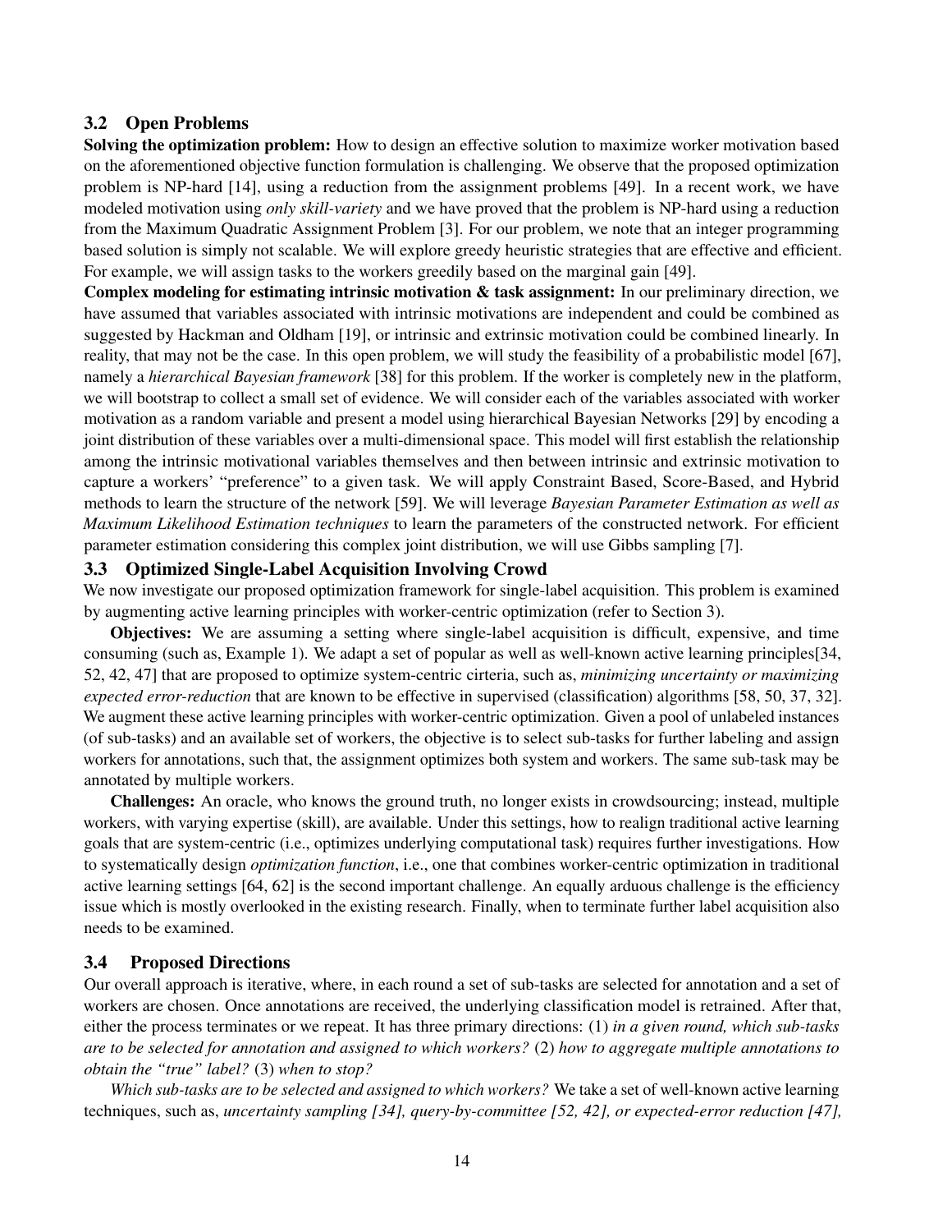### 3.2 Open Problems

**Solving the optimization problem:** How to design an effective solution to maximize worker motivation based on the aforementioned objective function formulation is challenging. We observe that the proposed optimization problem is NP-hard [14], using a reduction from the assignment problems [49]. In a recent work, we have modeled motivation using *only skill-variety* and we have proved that the problem is NP-hard using a reduction from the Maximum Quadratic Assignment Problem [3]. For our problem, we note that an integer programming based solution is simply not scalable. We will explore greedy heuristic strategies that are effective and efficient. For example, we will assign tasks to the workers greedily based on the marginal gain [49].

**Complex modeling for estimating intrinsic motivation & task assignment:** In our preliminary direction, we have assumed that variables associated with intrinsic motivations are independent and could be combined as suggested by Hackman and Oldham [19], or intrinsic and extrinsic motivation could be combined linearly. In reality, that may not be the case. In this open problem, we will study the feasibility of a probabilistic model [67], namely a *hierarchical Bayesian framework* [38] for this problem. If the worker is completely new in the platform, we will bootstrap to collect a small set of evidence. We will consider each of the variables associated with worker motivation as a random variable and present a model using hierarchical Bayesian Networks [29] by encoding a joint distribution of these variables over a multi-dimensional space. This model will first establish the relationship among the intrinsic motivational variables themselves and then between intrinsic and extrinsic motivation to capture a workers' "preference" to a given task. We will apply Constraint Based, Score-Based, and Hybrid methods to learn the structure of the network [59]. We will leverage *Bayesian Parameter Estimation as well as Maximum Likelihood Estimation techniques* to learn the parameters of the constructed network. For efficient parameter estimation considering this complex joint distribution, we will use Gibbs sampling [7].

### 3.3 Optimized Single-Label Acquisition Involving Crowd

We now investigate our proposed optimization framework for single-label acquisition. This problem is examined by augmenting active learning principles with worker-centric optimization (refer to Section 3).

**Objectives:** We are assuming a setting where single-label acquisition is difficult, expensive, and time consuming (such as, Example 1). We adapt a set of popular as well as well-known active learning principles[34, 52, 42, 47] that are proposed to optimize system-centric cirteria, such as, *minimizing uncertainty or maximizing expected error-reduction* that are known to be effective in supervised (classification) algorithms [58, 50, 37, 32]. We augment these active learning principles with worker-centric optimization. Given a pool of unlabeled instances (of sub-tasks) and an available set of workers, the objective is to select sub-tasks for further labeling and assign workers for annotations, such that, the assignment optimizes both system and workers. The same sub-task may be annotated by multiple workers.

**Challenges:** An oracle, who knows the ground truth, no longer exists in crowdsourcing; instead, multiple workers, with varying expertise (skill), are available. Under this settings, how to realign traditional active learning goals that are system-centric (i.e., optimizes underlying computational task) requires further investigations. How to systematically design *optimization function*, i.e., one that combines worker-centric optimization in traditional active learning settings [64, 62] is the second important challenge. An equally arduous challenge is the efficiency issue which is mostly overlooked in the existing research. Finally, when to terminate further label acquisition also needs to be examined.

### 3.4 Proposed Directions

Our overall approach is iterative, where, in each round a set of sub-tasks are selected for annotation and a set of workers are chosen. Once annotations are received, the underlying classification model is retrained. After that, either the process terminates or we repeat. It has three primary directions: (1) *in a given round, which sub-tasks are to be selected for annotation and assigned to which workers?* (2) *how to aggregate multiple annotations to obtain the "true" label?* (3) *when to stop?*

*Which sub-tasks are to be selected and assigned to which workers?* We take a set of well-known active learning techniques, such as, *uncertainty sampling [34], query-by-committee [52, 42], or expected-error reduction [47],*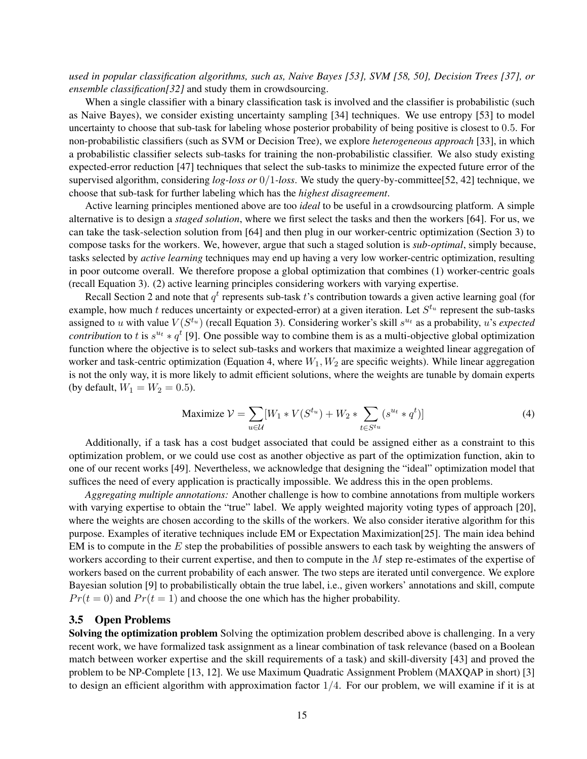*used in popular classification algorithms, such as, Naive Bayes [53], SVM [58, 50], Decision Trees [37], or ensemble classification[32]* and study them in crowdsourcing.

When a single classifier with a binary classification task is involved and the classifier is probabilistic (such as Naive Bayes), we consider existing uncertainty sampling [34] techniques. We use entropy [53] to model uncertainty to choose that sub-task for labeling whose posterior probability of being positive is closest to $0.5$. For non-probabilistic classifiers (such as SVM or Decision Tree), we explore *heterogeneous approach* [33], in which a probabilistic classifier selects sub-tasks for training the non-probabilistic classifier. We also study existing expected-error reduction [47] techniques that select the sub-tasks to minimize the expected future error of the supervised algorithm, considering *log-loss or* $0/1$*-loss*. We study the query-by-committee[52, 42] technique, we choose that sub-task for further labeling which has the *highest disagreement*.

Active learning principles mentioned above are too *ideal* to be useful in a crowdsourcing platform. A simple alternative is to design a *staged solution*, where we first select the tasks and then the workers [64]. For us, we can take the task-selection solution from [64] and then plug in our worker-centric optimization (Section 3) to compose tasks for the workers. We, however, argue that such a staged solution is *sub-optimal*, simply because, tasks selected by *active learning* techniques may end up having a very low worker-centric optimization, resulting in poor outcome overall. We therefore propose a global optimization that combines (1) worker-centric goals (recall Equation 3). (2) active learning principles considering workers with varying expertise.

Recall Section 2 and note that $q^t$ represents sub-task $t$'s contribution towards a given active learning goal (for example, how much $t$ reduces uncertainty or expected-error) at a given iteration. Let $S^{t_u}$ represent the sub-tasks assigned to $u$ with value $V(S^{t_u})$ (recall Equation 3). Considering worker's skill $s^{u_t}$ as a probability, $u$'s *expected contribution* to $t$ is $s^{u_t} * q^t$ [9]. One possible way to combine them is as a multi-objective global optimization function where the objective is to select sub-tasks and workers that maximize a weighted linear aggregation of worker and task-centric optimization (Equation 4, where $W_1, W_2$ are specific weights). While linear aggregation is not the only way, it is more likely to admit efficient solutions, where the weights are tunable by domain experts (by default, $W_1 = W_2 = 0.5$).

$$\text{Maximize } \mathcal{V} = \sum_{u \in \mathcal{U}} [W_1 * V(S^{t_u}) + W_2 * \sum_{t \in S^{t_u}} (s^{u_t} * q^t)] \tag{4}$$

Additionally, if a task has a cost budget associated that could be assigned either as a constraint to this optimization problem, or we could use cost as another objective as part of the optimization function, akin to one of our recent works [49]. Nevertheless, we acknowledge that designing the "ideal" optimization model that suffices the need of every application is practically impossible. We address this in the open problems.

*Aggregating multiple annotations:* Another challenge is how to combine annotations from multiple workers with varying expertise to obtain the "true" label. We apply weighted majority voting types of approach [20], where the weights are chosen according to the skills of the workers. We also consider iterative algorithm for this purpose. Examples of iterative techniques include EM or Expectation Maximization[25]. The main idea behind EM is to compute in the $E$ step the probabilities of possible answers to each task by weighting the answers of workers according to their current expertise, and then to compute in the $M$ step re-estimates of the expertise of workers based on the current probability of each answer. The two steps are iterated until convergence. We explore Bayesian solution [9] to probabilistically obtain the true label, i.e., given workers' annotations and skill, compute $Pr(t = 0)$ and $Pr(t = 1)$ and choose the one which has the higher probability.

### 3.5 Open Problems

**Solving the optimization problem** Solving the optimization problem described above is challenging. In a very recent work, we have formalized task assignment as a linear combination of task relevance (based on a Boolean match between worker expertise and the skill requirements of a task) and skill-diversity [43] and proved the problem to be NP-Complete [13, 12]. We use Maximum Quadratic Assignment Problem (MAXQAP in short) [3] to design an efficient algorithm with approximation factor $1/4$. For our problem, we will examine if it is at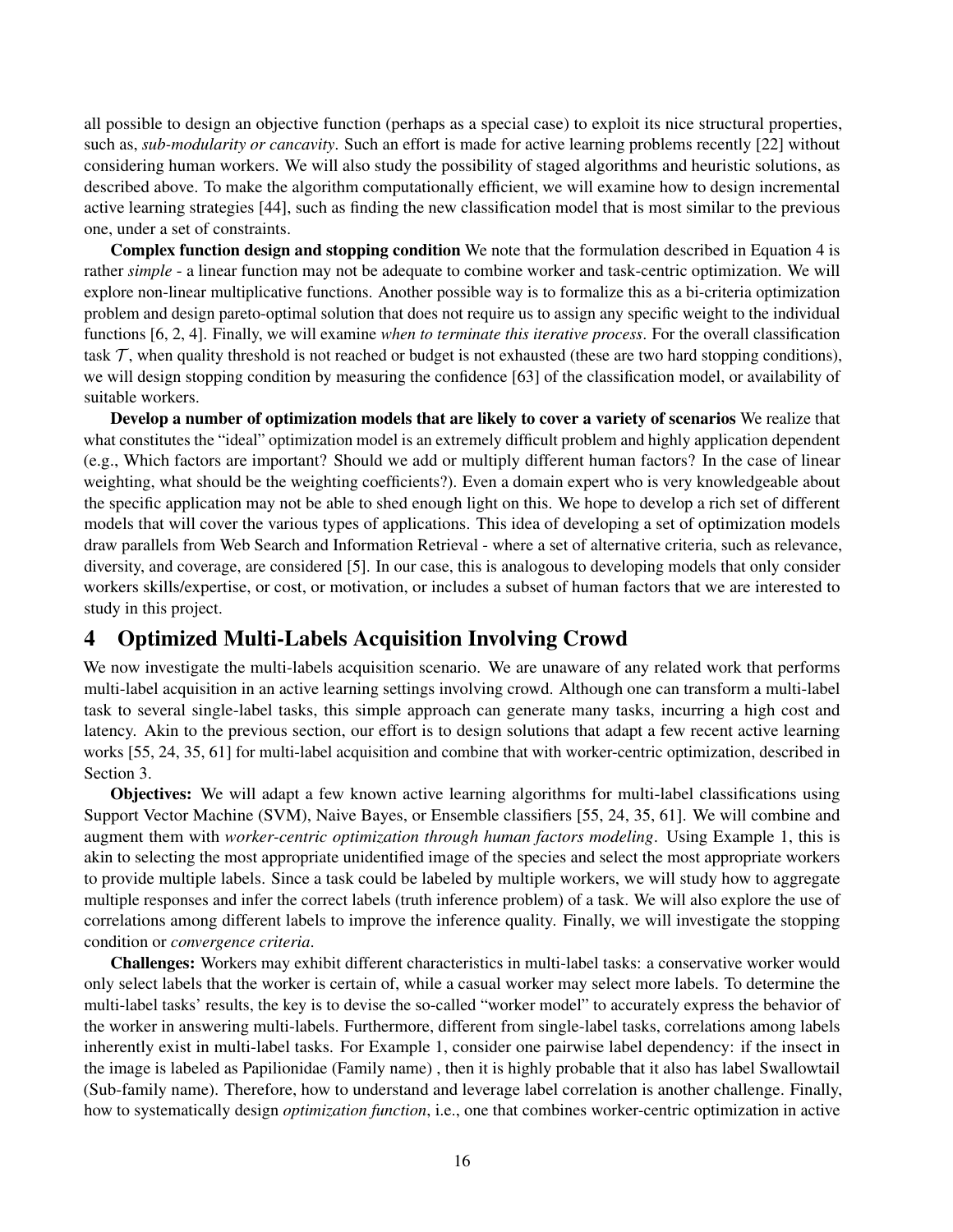all possible to design an objective function (perhaps as a special case) to exploit its nice structural properties, such as, *sub-modularity or cancavity*. Such an effort is made for active learning problems recently [22] without considering human workers. We will also study the possibility of staged algorithms and heuristic solutions, as described above. To make the algorithm computationally efficient, we will examine how to design incremental active learning strategies [44], such as finding the new classification model that is most similar to the previous one, under a set of constraints.

**Complex function design and stopping condition** We note that the formulation described in Equation 4 is rather *simple* - a linear function may not be adequate to combine worker and task-centric optimization. We will explore non-linear multiplicative functions. Another possible way is to formalize this as a bi-criteria optimization problem and design pareto-optimal solution that does not require us to assign any specific weight to the individual functions [6, 2, 4]. Finally, we will examine *when to terminate this iterative process*. For the overall classification task $\mathcal{T}$, when quality threshold is not reached or budget is not exhausted (these are two hard stopping conditions), we will design stopping condition by measuring the confidence [63] of the classification model, or availability of suitable workers.

**Develop a number of optimization models that are likely to cover a variety of scenarios** We realize that what constitutes the "ideal" optimization model is an extremely difficult problem and highly application dependent (e.g., Which factors are important? Should we add or multiply different human factors? In the case of linear weighting, what should be the weighting coefficients?). Even a domain expert who is very knowledgeable about the specific application may not be able to shed enough light on this. We hope to develop a rich set of different models that will cover the various types of applications. This idea of developing a set of optimization models draw parallels from Web Search and Information Retrieval - where a set of alternative criteria, such as relevance, diversity, and coverage, are considered [5]. In our case, this is analogous to developing models that only consider workers skills/expertise, or cost, or motivation, or includes a subset of human factors that we are interested to study in this project.

# 4 Optimized Multi-Labels Acquisition Involving Crowd

We now investigate the multi-labels acquisition scenario. We are unaware of any related work that performs multi-label acquisition in an active learning settings involving crowd. Although one can transform a multi-label task to several single-label tasks, this simple approach can generate many tasks, incurring a high cost and latency. Akin to the previous section, our effort is to design solutions that adapt a few recent active learning works [55, 24, 35, 61] for multi-label acquisition and combine that with worker-centric optimization, described in Section 3.

**Objectives:** We will adapt a few known active learning algorithms for multi-label classifications using Support Vector Machine (SVM), Naive Bayes, or Ensemble classifiers [55, 24, 35, 61]. We will combine and augment them with *worker-centric optimization through human factors modeling*. Using Example 1, this is akin to selecting the most appropriate unidentified image of the species and select the most appropriate workers to provide multiple labels. Since a task could be labeled by multiple workers, we will study how to aggregate multiple responses and infer the correct labels (truth inference problem) of a task. We will also explore the use of correlations among different labels to improve the inference quality. Finally, we will investigate the stopping condition or *convergence criteria*.

**Challenges:** Workers may exhibit different characteristics in multi-label tasks: a conservative worker would only select labels that the worker is certain of, while a casual worker may select more labels. To determine the multi-label tasks' results, the key is to devise the so-called "worker model" to accurately express the behavior of the worker in answering multi-labels. Furthermore, different from single-label tasks, correlations among labels inherently exist in multi-label tasks. For Example 1, consider one pairwise label dependency: if the insect in the image is labeled as Papilionidae (Family name) , then it is highly probable that it also has label Swallowtail (Sub-family name). Therefore, how to understand and leverage label correlation is another challenge. Finally, how to systematically design *optimization function*, i.e., one that combines worker-centric optimization in active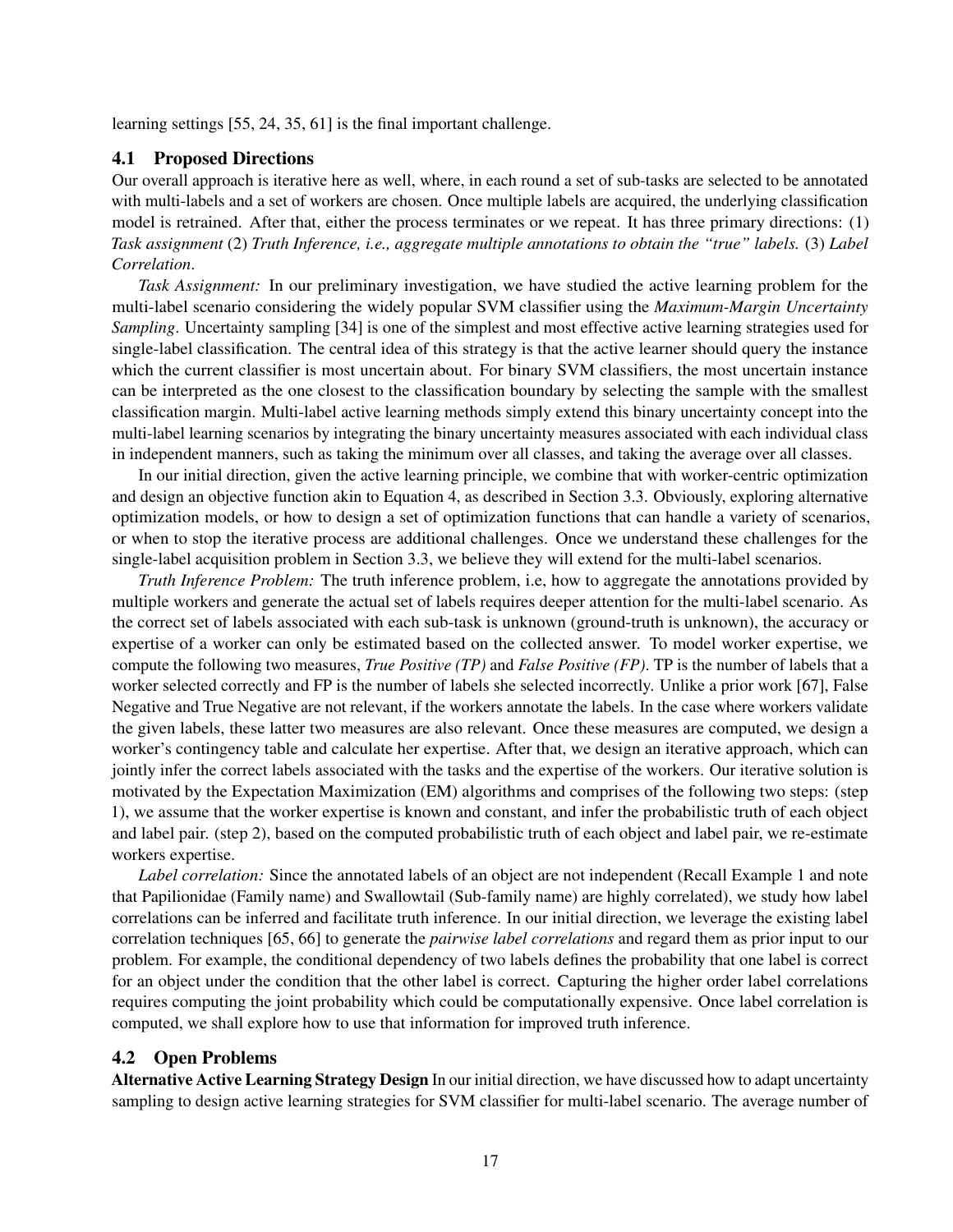learning settings [55, 24, 35, 61] is the final important challenge.

### 4.1 Proposed Directions

Our overall approach is iterative here as well, where, in each round a set of sub-tasks are selected to be annotated with multi-labels and a set of workers are chosen. Once multiple labels are acquired, the underlying classification model is retrained. After that, either the process terminates or we repeat. It has three primary directions: (1) *Task assignment* (2) *Truth Inference, i.e., aggregate multiple annotations to obtain the "true" labels.* (3) *Label Correlation*.

*Task Assignment:* In our preliminary investigation, we have studied the active learning problem for the multi-label scenario considering the widely popular SVM classifier using the *Maximum-Margin Uncertainty Sampling*. Uncertainty sampling [34] is one of the simplest and most effective active learning strategies used for single-label classification. The central idea of this strategy is that the active learner should query the instance which the current classifier is most uncertain about. For binary SVM classifiers, the most uncertain instance can be interpreted as the one closest to the classification boundary by selecting the sample with the smallest classification margin. Multi-label active learning methods simply extend this binary uncertainty concept into the multi-label learning scenarios by integrating the binary uncertainty measures associated with each individual class in independent manners, such as taking the minimum over all classes, and taking the average over all classes.

In our initial direction, given the active learning principle, we combine that with worker-centric optimization and design an objective function akin to Equation 4, as described in Section 3.3. Obviously, exploring alternative optimization models, or how to design a set of optimization functions that can handle a variety of scenarios, or when to stop the iterative process are additional challenges. Once we understand these challenges for the single-label acquisition problem in Section 3.3, we believe they will extend for the multi-label scenarios.

*Truth Inference Problem:* The truth inference problem, i.e, how to aggregate the annotations provided by multiple workers and generate the actual set of labels requires deeper attention for the multi-label scenario. As the correct set of labels associated with each sub-task is unknown (ground-truth is unknown), the accuracy or expertise of a worker can only be estimated based on the collected answer. To model worker expertise, we compute the following two measures, *True Positive (TP)* and *False Positive (FP)*. TP is the number of labels that a worker selected correctly and FP is the number of labels she selected incorrectly. Unlike a prior work [67], False Negative and True Negative are not relevant, if the workers annotate the labels. In the case where workers validate the given labels, these latter two measures are also relevant. Once these measures are computed, we design a worker's contingency table and calculate her expertise. After that, we design an iterative approach, which can jointly infer the correct labels associated with the tasks and the expertise of the workers. Our iterative solution is motivated by the Expectation Maximization (EM) algorithms and comprises of the following two steps: (step 1), we assume that the worker expertise is known and constant, and infer the probabilistic truth of each object and label pair. (step 2), based on the computed probabilistic truth of each object and label pair, we re-estimate workers expertise.

*Label correlation:* Since the annotated labels of an object are not independent (Recall Example 1 and note that Papilionidae (Family name) and Swallowtail (Sub-family name) are highly correlated), we study how label correlations can be inferred and facilitate truth inference. In our initial direction, we leverage the existing label correlation techniques [65, 66] to generate the *pairwise label correlations* and regard them as prior input to our problem. For example, the conditional dependency of two labels defines the probability that one label is correct for an object under the condition that the other label is correct. Capturing the higher order label correlations requires computing the joint probability which could be computationally expensive. Once label correlation is computed, we shall explore how to use that information for improved truth inference.

### 4.2 Open Problems

**Alternative Active Learning Strategy Design** In our initial direction, we have discussed how to adapt uncertainty sampling to design active learning strategies for SVM classifier for multi-label scenario. The average number of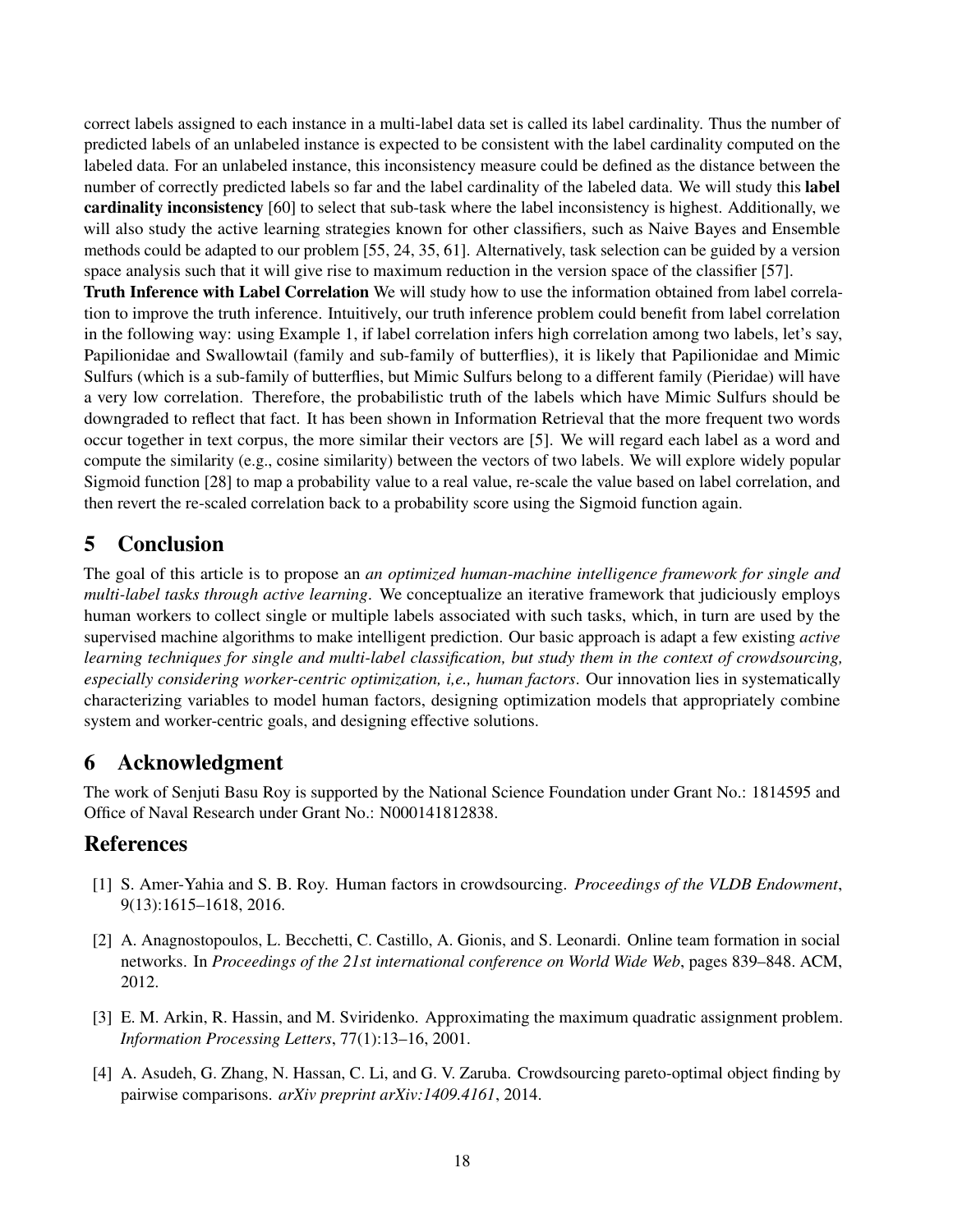correct labels assigned to each instance in a multi-label data set is called its label cardinality. Thus the number of predicted labels of an unlabeled instance is expected to be consistent with the label cardinality computed on the labeled data. For an unlabeled instance, this inconsistency measure could be defined as the distance between the number of correctly predicted labels so far and the label cardinality of the labeled data. We will study this **label cardinality inconsistency** [60] to select that sub-task where the label inconsistency is highest. Additionally, we will also study the active learning strategies known for other classifiers, such as Naive Bayes and Ensemble methods could be adapted to our problem [55, 24, 35, 61]. Alternatively, task selection can be guided by a version space analysis such that it will give rise to maximum reduction in the version space of the classifier [57].

**Truth Inference with Label Correlation** We will study how to use the information obtained from label correlation to improve the truth inference. Intuitively, our truth inference problem could benefit from label correlation in the following way: using Example 1, if label correlation infers high correlation among two labels, let's say, Papilionidae and Swallowtail (family and sub-family of butterflies), it is likely that Papilionidae and Mimic Sulfurs (which is a sub-family of butterflies, but Mimic Sulfurs belong to a different family (Pieridae) will have a very low correlation. Therefore, the probabilistic truth of the labels which have Mimic Sulfurs should be downgraded to reflect that fact. It has been shown in Information Retrieval that the more frequent two words occur together in text corpus, the more similar their vectors are [5]. We will regard each label as a word and compute the similarity (e.g., cosine similarity) between the vectors of two labels. We will explore widely popular Sigmoid function [28] to map a probability value to a real value, re-scale the value based on label correlation, and then revert the re-scaled correlation back to a probability score using the Sigmoid function again.

# 5 Conclusion

The goal of this article is to propose an *an optimized human-machine intelligence framework for single and multi-label tasks through active learning*. We conceptualize an iterative framework that judiciously employs human workers to collect single or multiple labels associated with such tasks, which, in turn are used by the supervised machine algorithms to make intelligent prediction. Our basic approach is adapt a few existing *active learning techniques for single and multi-label classification, but study them in the context of crowdsourcing, especially considering worker-centric optimization, i,e., human factors*. Our innovation lies in systematically characterizing variables to model human factors, designing optimization models that appropriately combine system and worker-centric goals, and designing effective solutions.

# 6 Acknowledgment

The work of Senjuti Basu Roy is supported by the National Science Foundation under Grant No.: 1814595 and Office of Naval Research under Grant No.: N000141812838.

# References

[1] S. Amer-Yahia and S. B. Roy. Human factors in crowdsourcing. *Proceedings of the VLDB Endowment*, 9(13):1615–1618, 2016.

[2] A. Anagnostopoulos, L. Becchetti, C. Castillo, A. Gionis, and S. Leonardi. Online team formation in social networks. In *Proceedings of the 21st international conference on World Wide Web*, pages 839–848. ACM, 2012.

[3] E. M. Arkin, R. Hassin, and M. Sviridenko. Approximating the maximum quadratic assignment problem. *Information Processing Letters*, 77(1):13–16, 2001.

[4] A. Asudeh, G. Zhang, N. Hassan, C. Li, and G. V. Zaruba. Crowdsourcing pareto-optimal object finding by pairwise comparisons. *arXiv preprint arXiv:1409.4161*, 2014.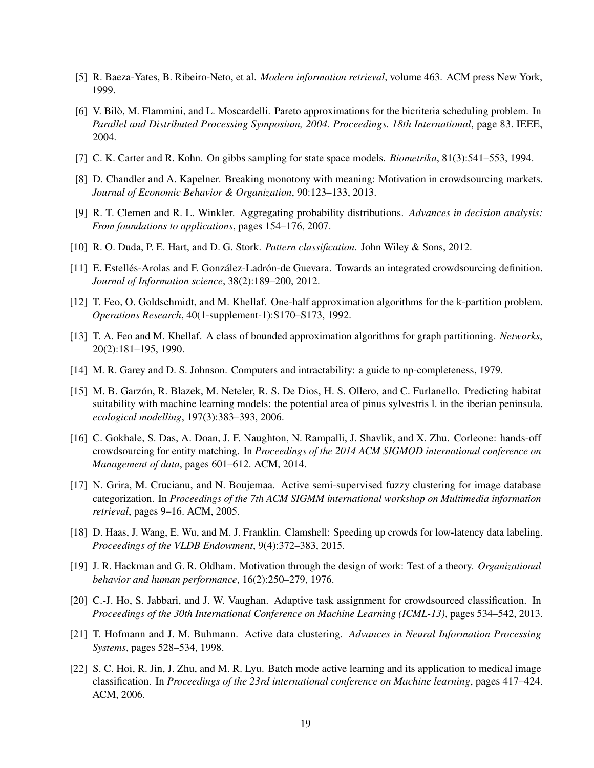[5] R. Baeza-Yates, B. Ribeiro-Neto, et al. *Modern information retrieval*, volume 463. ACM press New York, 1999.

[6] V. Bilò, M. Flammini, and L. Moscardelli. Pareto approximations for the bicriteria scheduling problem. In *Parallel and Distributed Processing Symposium, 2004. Proceedings. 18th International*, page 83. IEEE, 2004.

[7] C. K. Carter and R. Kohn. On gibbs sampling for state space models. *Biometrika*, 81(3):541–553, 1994.

[8] D. Chandler and A. Kapelner. Breaking monotony with meaning: Motivation in crowdsourcing markets. *Journal of Economic Behavior & Organization*, 90:123–133, 2013.

[9] R. T. Clemen and R. L. Winkler. Aggregating probability distributions. *Advances in decision analysis: From foundations to applications*, pages 154–176, 2007.

[10] R. O. Duda, P. E. Hart, and D. G. Stork. *Pattern classification*. John Wiley & Sons, 2012.

[11] E. Estellés-Arolas and F. González-Ladrón-de Guevara. Towards an integrated crowdsourcing definition. *Journal of Information science*, 38(2):189–200, 2012.

[12] T. Feo, O. Goldschmidt, and M. Khellaf. One-half approximation algorithms for the k-partition problem. *Operations Research*, 40(1-supplement-1):S170–S173, 1992.

[13] T. A. Feo and M. Khellaf. A class of bounded approximation algorithms for graph partitioning. *Networks*, 20(2):181–195, 1990.

[14] M. R. Garey and D. S. Johnson. Computers and intractability: a guide to np-completeness, 1979.

[15] M. B. Garzón, R. Blazek, M. Neteler, R. S. De Dios, H. S. Ollero, and C. Furlanello. Predicting habitat suitability with machine learning models: the potential area of pinus sylvestris l. in the iberian peninsula. *ecological modelling*, 197(3):383–393, 2006.

[16] C. Gokhale, S. Das, A. Doan, J. F. Naughton, N. Rampalli, J. Shavlik, and X. Zhu. Corleone: hands-off crowdsourcing for entity matching. In *Proceedings of the 2014 ACM SIGMOD international conference on Management of data*, pages 601–612. ACM, 2014.

[17] N. Grira, M. Crucianu, and N. Boujemaa. Active semi-supervised fuzzy clustering for image database categorization. In *Proceedings of the 7th ACM SIGMM international workshop on Multimedia information retrieval*, pages 9–16. ACM, 2005.

[18] D. Haas, J. Wang, E. Wu, and M. J. Franklin. Clamshell: Speeding up crowds for low-latency data labeling. *Proceedings of the VLDB Endowment*, 9(4):372–383, 2015.

[19] J. R. Hackman and G. R. Oldham. Motivation through the design of work: Test of a theory. *Organizational behavior and human performance*, 16(2):250–279, 1976.

[20] C.-J. Ho, S. Jabbari, and J. W. Vaughan. Adaptive task assignment for crowdsourced classification. In *Proceedings of the 30th International Conference on Machine Learning (ICML-13)*, pages 534–542, 2013.

[21] T. Hofmann and J. M. Buhmann. Active data clustering. *Advances in Neural Information Processing Systems*, pages 528–534, 1998.

[22] S. C. Hoi, R. Jin, J. Zhu, and M. R. Lyu. Batch mode active learning and its application to medical image classification. In *Proceedings of the 23rd international conference on Machine learning*, pages 417–424. ACM, 2006.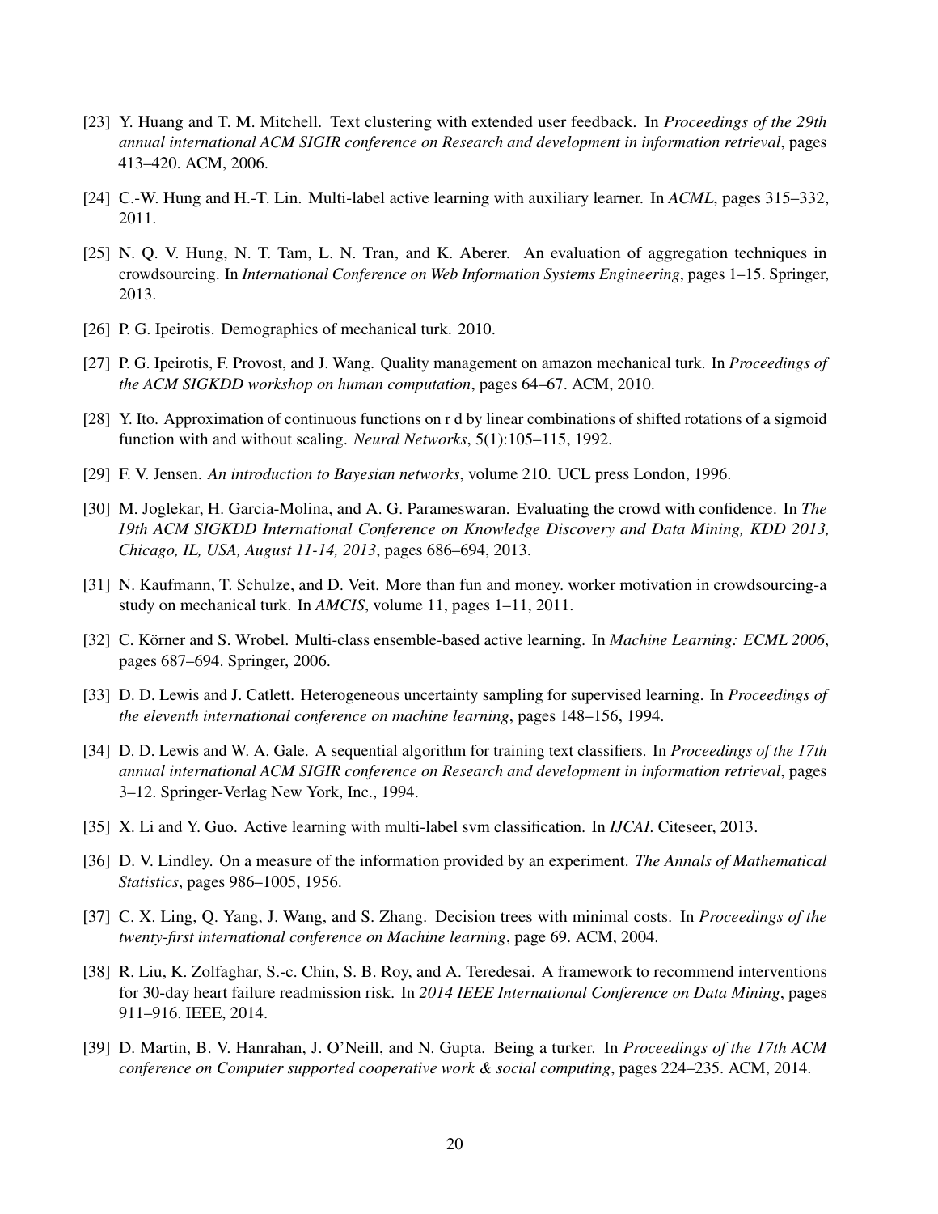[23] Y. Huang and T. M. Mitchell. Text clustering with extended user feedback. In *Proceedings of the 29th annual international ACM SIGIR conference on Research and development in information retrieval*, pages 413–420. ACM, 2006.

[24] C.-W. Hung and H.-T. Lin. Multi-label active learning with auxiliary learner. In *ACML*, pages 315–332, 2011.

[25] N. Q. V. Hung, N. T. Tam, L. N. Tran, and K. Aberer. An evaluation of aggregation techniques in crowdsourcing. In *International Conference on Web Information Systems Engineering*, pages 1–15. Springer, 2013.

[26] P. G. Ipeirotis. Demographics of mechanical turk. 2010.

[27] P. G. Ipeirotis, F. Provost, and J. Wang. Quality management on amazon mechanical turk. In *Proceedings of the ACM SIGKDD workshop on human computation*, pages 64–67. ACM, 2010.

[28] Y. Ito. Approximation of continuous functions on r d by linear combinations of shifted rotations of a sigmoid function with and without scaling. *Neural Networks*, 5(1):105–115, 1992.

[29] F. V. Jensen. *An introduction to Bayesian networks*, volume 210. UCL press London, 1996.

[30] M. Joglekar, H. Garcia-Molina, and A. G. Parameswaran. Evaluating the crowd with confidence. In *The 19th ACM SIGKDD International Conference on Knowledge Discovery and Data Mining, KDD 2013, Chicago, IL, USA, August 11-14, 2013*, pages 686–694, 2013.

[31] N. Kaufmann, T. Schulze, and D. Veit. More than fun and money. worker motivation in crowdsourcing-a study on mechanical turk. In *AMCIS*, volume 11, pages 1–11, 2011.

[32] C. Körner and S. Wrobel. Multi-class ensemble-based active learning. In *Machine Learning: ECML 2006*, pages 687–694. Springer, 2006.

[33] D. D. Lewis and J. Catlett. Heterogeneous uncertainty sampling for supervised learning. In *Proceedings of the eleventh international conference on machine learning*, pages 148–156, 1994.

[34] D. D. Lewis and W. A. Gale. A sequential algorithm for training text classifiers. In *Proceedings of the 17th annual international ACM SIGIR conference on Research and development in information retrieval*, pages 3–12. Springer-Verlag New York, Inc., 1994.

[35] X. Li and Y. Guo. Active learning with multi-label svm classification. In *IJCAI*. Citeseer, 2013.

[36] D. V. Lindley. On a measure of the information provided by an experiment. *The Annals of Mathematical Statistics*, pages 986–1005, 1956.

[37] C. X. Ling, Q. Yang, J. Wang, and S. Zhang. Decision trees with minimal costs. In *Proceedings of the twenty-first international conference on Machine learning*, page 69. ACM, 2004.

[38] R. Liu, K. Zolfaghar, S.-c. Chin, S. B. Roy, and A. Teredesai. A framework to recommend interventions for 30-day heart failure readmission risk. In *2014 IEEE International Conference on Data Mining*, pages 911–916. IEEE, 2014.

[39] D. Martin, B. V. Hanrahan, J. O'Neill, and N. Gupta. Being a turker. In *Proceedings of the 17th ACM conference on Computer supported cooperative work & social computing*, pages 224–235. ACM, 2014.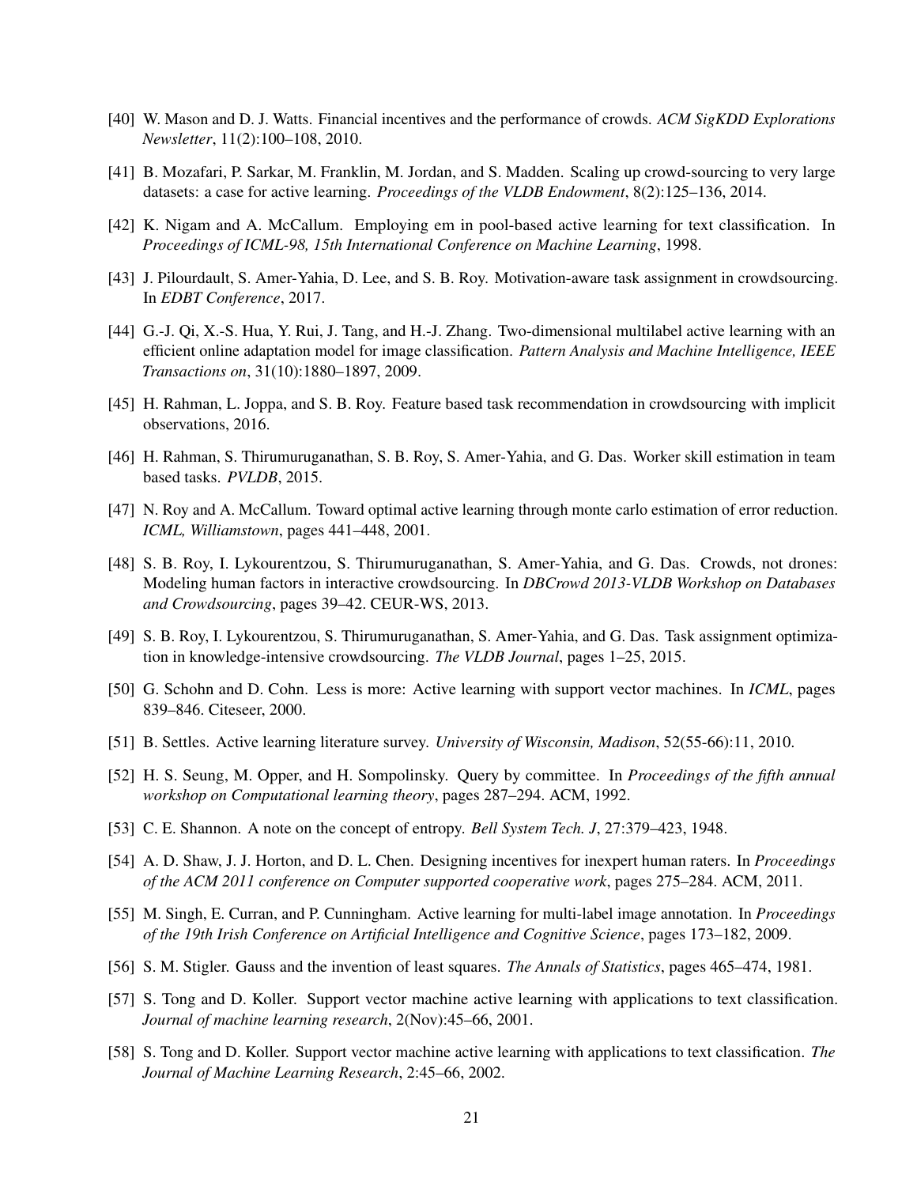[40] W. Mason and D. J. Watts. Financial incentives and the performance of crowds. *ACM SigKDD Explorations Newsletter*, 11(2):100–108, 2010.

[41] B. Mozafari, P. Sarkar, M. Franklin, M. Jordan, and S. Madden. Scaling up crowd-sourcing to very large datasets: a case for active learning. *Proceedings of the VLDB Endowment*, 8(2):125–136, 2014.

[42] K. Nigam and A. McCallum. Employing em in pool-based active learning for text classification. In *Proceedings of ICML-98, 15th International Conference on Machine Learning*, 1998.

[43] J. Pilourdault, S. Amer-Yahia, D. Lee, and S. B. Roy. Motivation-aware task assignment in crowdsourcing. In *EDBT Conference*, 2017.

[44] G.-J. Qi, X.-S. Hua, Y. Rui, J. Tang, and H.-J. Zhang. Two-dimensional multilabel active learning with an efficient online adaptation model for image classification. *Pattern Analysis and Machine Intelligence, IEEE Transactions on*, 31(10):1880–1897, 2009.

[45] H. Rahman, L. Joppa, and S. B. Roy. Feature based task recommendation in crowdsourcing with implicit observations, 2016.

[46] H. Rahman, S. Thirumuruganathan, S. B. Roy, S. Amer-Yahia, and G. Das. Worker skill estimation in team based tasks. *PVLDB*, 2015.

[47] N. Roy and A. McCallum. Toward optimal active learning through monte carlo estimation of error reduction. *ICML, Williamstown*, pages 441–448, 2001.

[48] S. B. Roy, I. Lykourentzou, S. Thirumuruganathan, S. Amer-Yahia, and G. Das. Crowds, not drones: Modeling human factors in interactive crowdsourcing. In *DBCrowd 2013-VLDB Workshop on Databases and Crowdsourcing*, pages 39–42. CEUR-WS, 2013.

[49] S. B. Roy, I. Lykourentzou, S. Thirumuruganathan, S. Amer-Yahia, and G. Das. Task assignment optimization in knowledge-intensive crowdsourcing. *The VLDB Journal*, pages 1–25, 2015.

[50] G. Schohn and D. Cohn. Less is more: Active learning with support vector machines. In *ICML*, pages 839–846. Citeseer, 2000.

[51] B. Settles. Active learning literature survey. *University of Wisconsin, Madison*, 52(55-66):11, 2010.

[52] H. S. Seung, M. Opper, and H. Sompolinsky. Query by committee. In *Proceedings of the fifth annual workshop on Computational learning theory*, pages 287–294. ACM, 1992.

[53] C. E. Shannon. A note on the concept of entropy. *Bell System Tech. J*, 27:379–423, 1948.

[54] A. D. Shaw, J. J. Horton, and D. L. Chen. Designing incentives for inexpert human raters. In *Proceedings of the ACM 2011 conference on Computer supported cooperative work*, pages 275–284. ACM, 2011.

[55] M. Singh, E. Curran, and P. Cunningham. Active learning for multi-label image annotation. In *Proceedings of the 19th Irish Conference on Artificial Intelligence and Cognitive Science*, pages 173–182, 2009.

[56] S. M. Stigler. Gauss and the invention of least squares. *The Annals of Statistics*, pages 465–474, 1981.

[57] S. Tong and D. Koller. Support vector machine active learning with applications to text classification. *Journal of machine learning research*, 2(Nov):45–66, 2001.

[58] S. Tong and D. Koller. Support vector machine active learning with applications to text classification. *The Journal of Machine Learning Research*, 2:45–66, 2002.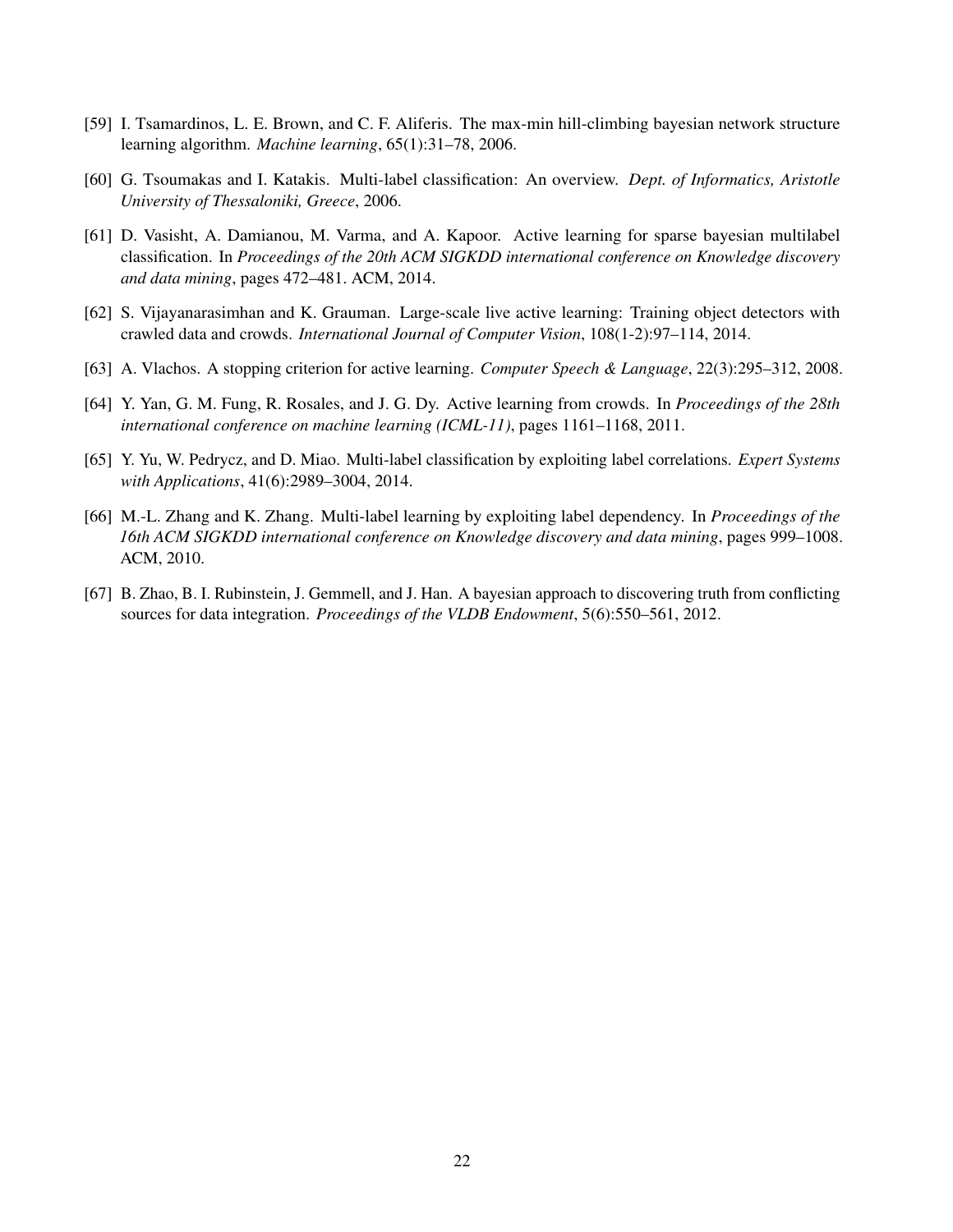[59] I. Tsamardinos, L. E. Brown, and C. F. Aliferis. The max-min hill-climbing bayesian network structure learning algorithm. *Machine learning*, 65(1):31–78, 2006.

[60] G. Tsoumakas and I. Katakis. Multi-label classification: An overview. *Dept. of Informatics, Aristotle University of Thessaloniki, Greece*, 2006.

[61] D. Vasisht, A. Damianou, M. Varma, and A. Kapoor. Active learning for sparse bayesian multilabel classification. In *Proceedings of the 20th ACM SIGKDD international conference on Knowledge discovery and data mining*, pages 472–481. ACM, 2014.

[62] S. Vijayanarasimhan and K. Grauman. Large-scale live active learning: Training object detectors with crawled data and crowds. *International Journal of Computer Vision*, 108(1-2):97–114, 2014.

[63] A. Vlachos. A stopping criterion for active learning. *Computer Speech & Language*, 22(3):295–312, 2008.

[64] Y. Yan, G. M. Fung, R. Rosales, and J. G. Dy. Active learning from crowds. In *Proceedings of the 28th international conference on machine learning (ICML-11)*, pages 1161–1168, 2011.

[65] Y. Yu, W. Pedrycz, and D. Miao. Multi-label classification by exploiting label correlations. *Expert Systems with Applications*, 41(6):2989–3004, 2014.

[66] M.-L. Zhang and K. Zhang. Multi-label learning by exploiting label dependency. In *Proceedings of the 16th ACM SIGKDD international conference on Knowledge discovery and data mining*, pages 999–1008. ACM, 2010.

[67] B. Zhao, B. I. Rubinstein, J. Gemmell, and J. Han. A bayesian approach to discovering truth from conflicting sources for data integration. *Proceedings of the VLDB Endowment*, 5(6):550–561, 2012.